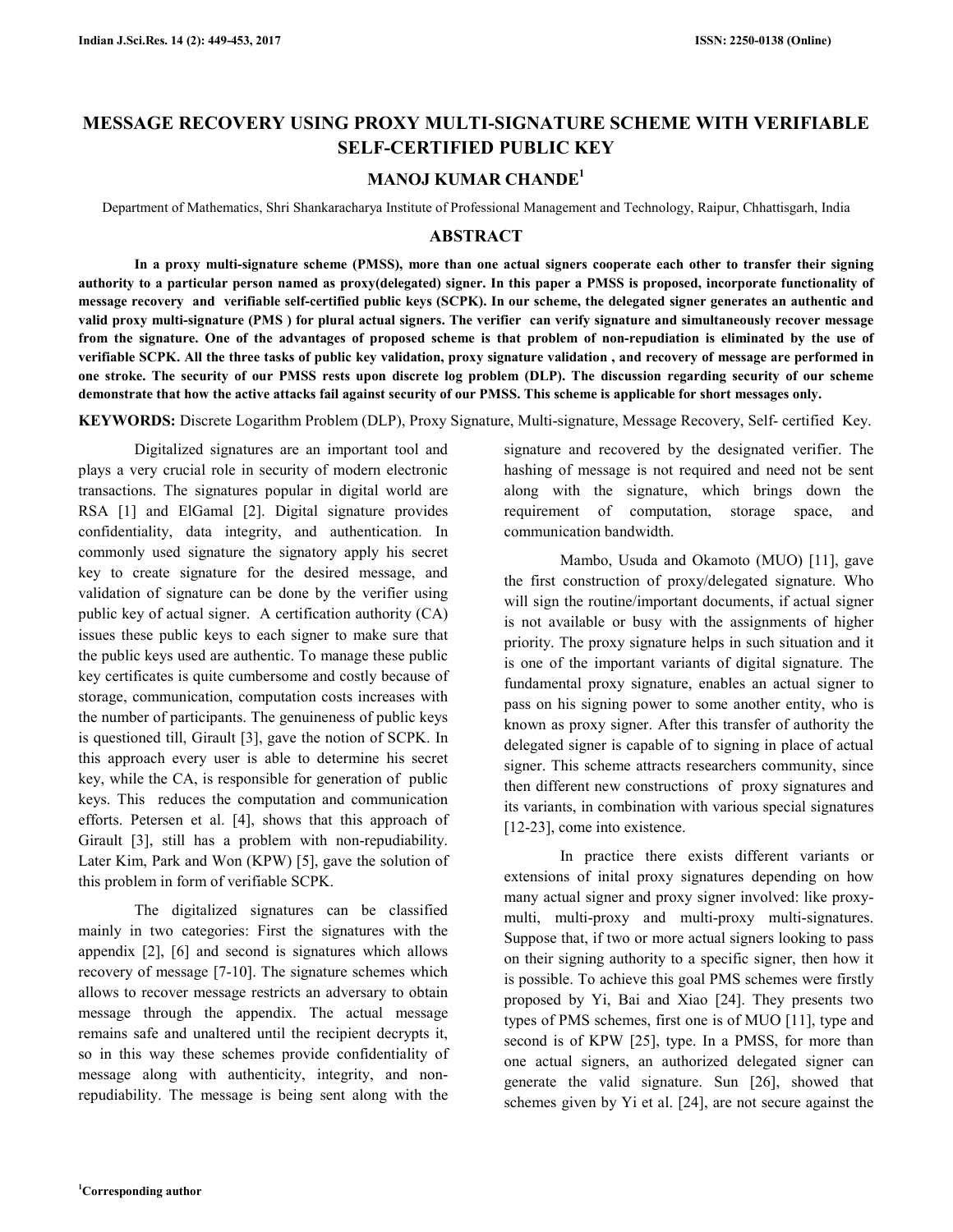# MESSAGE RECOVERY USING PROXY MULTI-SIGNATURE SCHEME WITH VERIFIABLE SELF-CERTIFIED PUBLIC KEY

## MANOJ KUMAR CHANDE[1]

Department of Mathematics, Shri Shankaracharya Institute of Professional Management and Technology, Raipur, Chhattisgarh, India

## ABSTRACT

**In a proxy multi-signature scheme (PMSS), more than one actual signers cooperate each other to transfer their signing authority to a particular person named as proxy(delegated) signer. In this paper a PMSS is proposed, incorporate functionality of message recovery and verifiable self-certified public keys (SCPK). In our scheme, the delegated signer generates an authentic and valid proxy multi-signature (PMS ) for plural actual signers. The verifier can verify signature and simultaneously recover message from the signature. One of the advantages of proposed scheme is that problem of non-repudiation is eliminated by the use of verifiable SCPK. All the three tasks of public key validation, proxy signature validation , and recovery of message are performed in one stroke. The security of our PMSS rests upon discrete log problem (DLP). The discussion regarding security of our scheme demonstrate that how the active attacks fail against security of our PMSS. This scheme is applicable for short messages only.**

**KEYWORDS:** Discrete Logarithm Problem (DLP), Proxy Signature, Multi-signature, Message Recovery, Self- certified Key.

Digitalized signatures are an important tool and plays a very crucial role in security of modern electronic transactions. The signatures popular in digital world are RSA [1] and ElGamal [2]. Digital signature provides confidentiality, data integrity, and authentication. In commonly used signature the signatory apply his secret key to create signature for the desired message, and validation of signature can be done by the verifier using public key of actual signer. A certification authority (CA) issues these public keys to each signer to make sure that the public keys used are authentic. To manage these public key certificates is quite cumbersome and costly because of storage, communication, computation costs increases with the number of participants. The genuineness of public keys is questioned till, Girault [3], gave the notion of SCPK. In this approach every user is able to determine his secret key, while the CA, is responsible for generation of public keys. This reduces the computation and communication efforts. Petersen et al. [4], shows that this approach of Girault [3], still has a problem with non-repudiability. Later Kim, Park and Won (KPW) [5], gave the solution of this problem in form of verifiable SCPK.

The digitalized signatures can be classified mainly in two categories: First the signatures with the appendix [2], [6] and second is signatures which allows recovery of message [7-10]. The signature schemes which allows to recover message restricts an adversary to obtain message through the appendix. The actual message remains safe and unaltered until the recipient decrypts it, so in this way these schemes provide confidentiality of message along with authenticity, integrity, and non-repudiability. The message is being sent along with the signature and recovered by the designated verifier. The hashing of message is not required and need not be sent along with the signature, which brings down the requirement of computation, storage space, and communication bandwidth.

Mambo, Usuda and Okamoto (MUO) [11], gave the first construction of proxy/delegated signature. Who will sign the routine/important documents, if actual signer is not available or busy with the assignments of higher priority. The proxy signature helps in such situation and it is one of the important variants of digital signature. The fundamental proxy signature, enables an actual signer to pass on his signing power to some another entity, who is known as proxy signer. After this transfer of authority the delegated signer is capable of to signing in place of actual signer. This scheme attracts researchers community, since then different new constructions of proxy signatures and its variants, in combination with various special signatures [12-23], come into existence.

In practice there exists different variants or extensions of inital proxy signatures depending on how many actual signer and proxy signer involved: like proxy-multi, multi-proxy and multi-proxy multi-signatures. Suppose that, if two or more actual signers looking to pass on their signing authority to a specific signer, then how it is possible. To achieve this goal PMS schemes were firstly proposed by Yi, Bai and Xiao [24]. They presents two types of PMS schemes, first one is of MUO [11], type and second is of KPW [25], type. In a PMSS, for more than one actual signers, an authorized delegated signer can generate the valid signature. Sun [26], showed that schemes given by Yi et al. [24], are not secure against the

[1]Corresponding author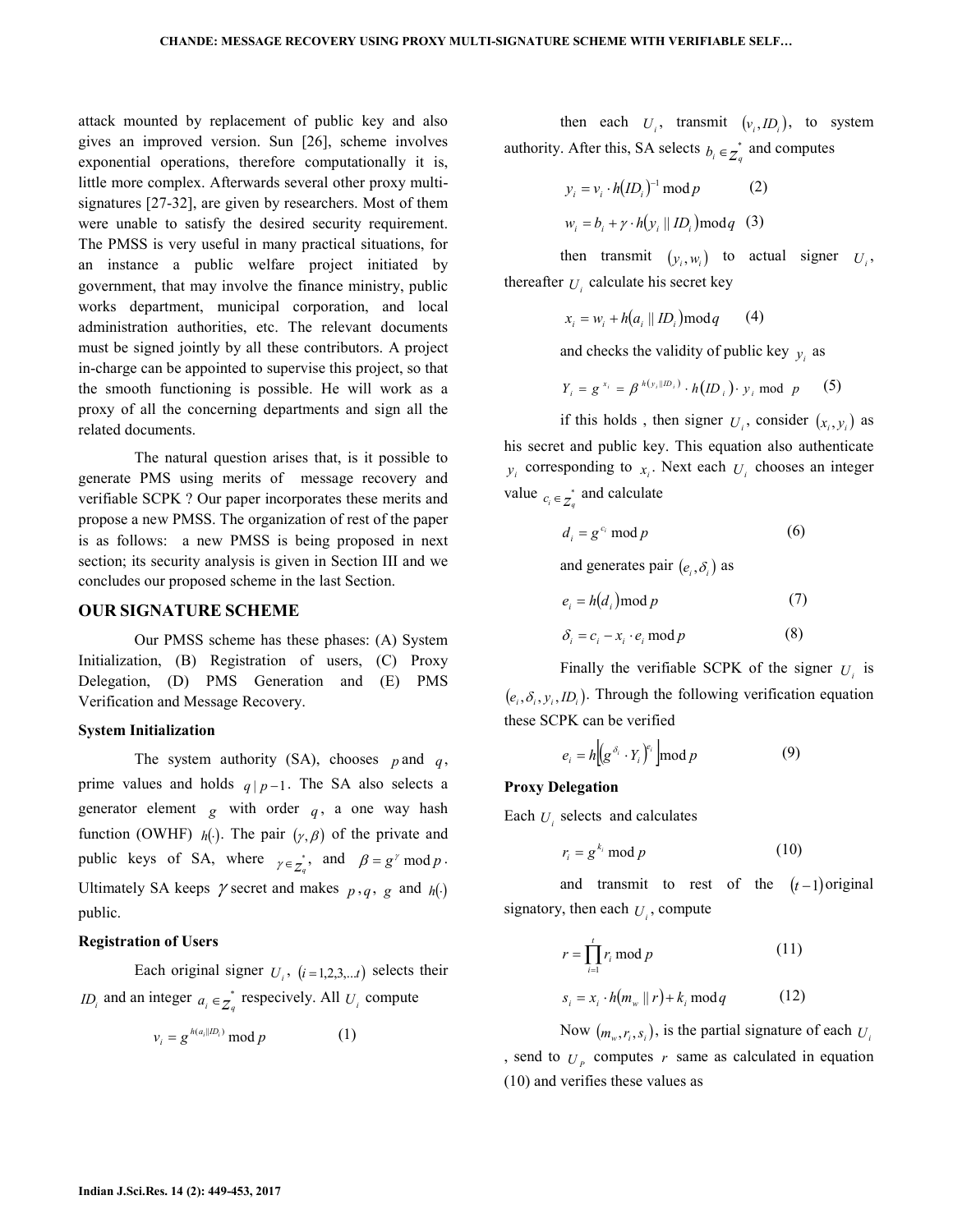attack mounted by replacement of public key and also gives an improved version. Sun [26], scheme involves exponential operations, therefore computationally it is, little more complex. Afterwards several other proxy multi-signatures [27-32], are given by researchers. Most of them were unable to satisfy the desired security requirement. The PMSS is very useful in many practical situations, for an instance a public welfare project initiated by government, that may involve the finance ministry, public works department, municipal corporation, and local administration authorities, etc. The relevant documents must be signed jointly by all these contributors. A project in-charge can be appointed to supervise this project, so that the smooth functioning is possible. He will work as a proxy of all the concerning departments and sign all the related documents.

The natural question arises that, is it possible to generate PMS using merits of message recovery and verifiable SCPK ? Our paper incorporates these merits and propose a new PMSS. The organization of rest of the paper is as follows: a new PMSS is being proposed in next section; its security analysis is given in Section III and we concludes our proposed scheme in the last Section.

## OUR SIGNATURE SCHEME

Our PMSS scheme has these phases: (A) System Initialization, (B) Registration of users, (C) Proxy Delegation, (D) PMS Generation and (E) PMS Verification and Message Recovery.

### System Initialization

The system authority (SA), chooses $p$ and $q$, prime values and holds $q \mid p-1$. The SA also selects a generator element $g$ with order $q$, a one way hash function (OWHF) $h(\cdot)$. The pair $(\gamma, \beta)$ of the private and public keys of SA, where $\gamma \in Z_q^*$, and $\beta = g^{\gamma} \bmod p$. Ultimately SA keeps $\gamma$ secret and makes $p, q, g$ and $h(\cdot)$ public.

### Registration of Users

Each original signer $U_i$, $(i = 1,2,3,...t)$ selects their $ID_i$ and an integer $a_i \in Z_q^*$ respecively. All $U_i$ compute

$$v_i = g^{h(a_i \| ID_i)} \bmod p \tag{1}$$

then each $U_i$, transmit $(v_i, ID_i)$, to system authority. After this, SA selects $b_i \in Z_q^*$ and computes

$$y_i = v_i \cdot h(ID_i)^{-1} \bmod p \tag{2}$$

$$w_i = b_i + \gamma \cdot h(y_i \| ID_i) \bmod q \tag{3}$$

then transmit $(y_i, w_i)$ to actual signer $U_i$, thereafter $U_i$ calculate his secret key

$$x_i = w_i + h(a_i \| ID_i) \bmod q \tag{4}$$

and checks the validity of public key $y_i$ as

$$Y_i = g^{x_i} = \beta^{h(y_i \| ID_i)} \cdot h(ID_i) \cdot y_i \bmod p \tag{5}$$

if this holds , then signer $U_i$, consider $(x_i, y_i)$ as his secret and public key. This equation also authenticate $y_i$ corresponding to $x_i$. Next each $U_i$ chooses an integer value $c_i \in Z_q^*$ and calculate

$$d_i = g^{c_i} \bmod p \tag{6}$$

and generates pair $(e_i, \delta_i)$ as

$$e_i = h(d_i) \bmod p \tag{7}$$

$$\delta_i = c_i - x_i \cdot e_i \bmod p \tag{8}$$

Finally the verifiable SCPK of the signer $U_i$ is $(e_i, \delta_i, y_i, ID_i)$. Through the following verification equation these SCPK can be verified

$$e_i = h\left[\left(g^{\delta_i} \cdot Y_i\right)^{e_i}\right] \bmod p \tag{9}$$

### Proxy Delegation

Each $U_i$ selects and calculates

$$r_i = g^{k_i} \bmod p \tag{10}$$

and transmit to rest of the $(t-1)$ original signatory, then each $U_i$, compute

$$r = \prod_{i=1}^{t} r_i \bmod p \tag{11}$$

$$s_i = x_i \cdot h(m_w \| r) + k_i \bmod q \tag{12}$$

Now $(m_w, r_i, s_i)$, is the partial signature of each $U_i$, send to $U_P$ computes $r$ same as calculated in equation (10) and verifies these values as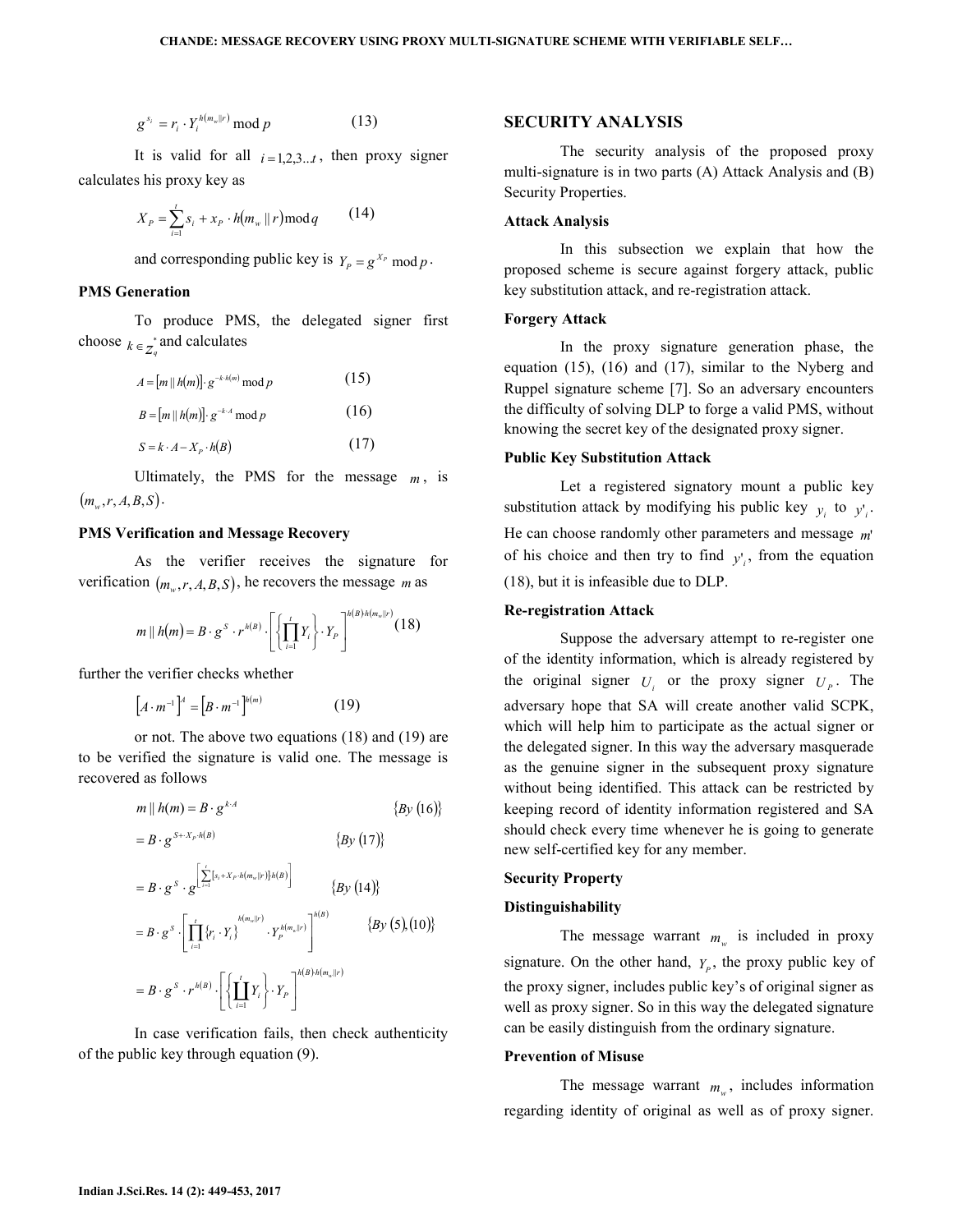$$g^{s_i} = r_i \cdot Y_i^{h(m_w \| r)} \bmod p \tag{13}$$

It is valid for all $i = 1,2,3..t$, then proxy signer calculates his proxy key as

$$X_P = \sum_{i=1}^{t} s_i + x_P \cdot h(m_w \| r) \bmod q \tag{14}$$

and corresponding public key is $Y_P = g^{X_P} \bmod p$.

### PMS Generation

To produce PMS, the delegated signer first choose $k \in Z_q^*$ and calculates

$$A = [m \| h(m)] \cdot g^{-k \cdot h(m)} \bmod p \tag{15}$$

$$B = [m \| h(m)] \cdot g^{-k \cdot A} \bmod p \tag{16}$$

$$S = k \cdot A - X_P \cdot h(B) \tag{17}$$

Ultimately, the PMS for the message $m$, is $(m_w, r, A, B, S)$.

### PMS Verification and Message Recovery

As the verifier receives the signature for verification $(m_w, r, A, B, S)$, he recovers the message $m$ as

$$m \| h(m) = B \cdot g^S \cdot r^{h(B)} \cdot \left[ \left\{ \prod_{i=1}^{t} Y_i \right\} \cdot Y_P \right]^{h(B) \cdot h(m_w \| r)} \tag{18}$$

further the verifier checks whether

$$\left[ A \cdot m^{-1} \right]^A = \left[ B \cdot m^{-1} \right]^{h(m)} \tag{19}$$

or not. The above two equations (18) and (19) are to be verified the signature is valid one. The message is recovered as follows

$$m \| h(m) = B \cdot g^{k \cdot A} \qquad \{By\ (16)\}$$

$$= B \cdot g^{S + X_P \cdot h(B)} \qquad \{By\ (17)\}$$

$$= B \cdot g^S \cdot g^{\left[ \sum_{i=1}^{t} [s_i + X_P \cdot h(m_w \| r)] \cdot h(B) \right]} \qquad \{By\ (14)\}$$

$$= B \cdot g^S \cdot \left[ \prod_{i=1}^{t} \{r_i \cdot Y_i\}^{h(m_w \| r)} \cdot Y_P^{h(m_w \| r)} \right]^{h(B)} \qquad \{By\ (5),(10)\}$$

$$= B \cdot g^S \cdot r^{h(B)} \cdot \left[ \left\{ \prod_{i=1}^{t} Y_i \right\} \cdot Y_P \right]^{h(B) \cdot h(m_w \| r)}$$

In case verification fails, then check authenticity of the public key through equation (9).

## SECURITY ANALYSIS

The security analysis of the proposed proxy multi-signature is in two parts (A) Attack Analysis and (B) Security Properties.

### Attack Analysis

In this subsection we explain that how the proposed scheme is secure against forgery attack, public key substitution attack, and re-registration attack.

### Forgery Attack

In the proxy signature generation phase, the equation (15), (16) and (17), similar to the Nyberg and Ruppel signature scheme [7]. So an adversary encounters the difficulty of solving DLP to forge a valid PMS, without knowing the secret key of the designated proxy signer.

### Public Key Substitution Attack

Let a registered signatory mount a public key substitution attack by modifying his public key $y_i$ to $y'_i$. He can choose randomly other parameters and message $m'$ of his choice and then try to find $y'_i$, from the equation (18), but it is infeasible due to DLP.

### Re-registration Attack

Suppose the adversary attempt to re-register one of the identity information, which is already registered by the original signer $U_i$ or the proxy signer $U_P$. The adversary hope that SA will create another valid SCPK, which will help him to participate as the actual signer or the delegated signer. In this way the adversary masquerade as the genuine signer in the subsequent proxy signature without being identified. This attack can be restricted by keeping record of identity information registered and SA should check every time whenever he is going to generate new self-certified key for any member.

### Security Property

### Distinguishability

The message warrant $m_w$ is included in proxy signature. On the other hand, $Y_P$, the proxy public key of the proxy signer, includes public key's of original signer as well as proxy signer. So in this way the delegated signature can be easily distinguish from the ordinary signature.

### Prevention of Misuse

The message warrant $m_w$, includes information regarding identity of original as well as of proxy signer.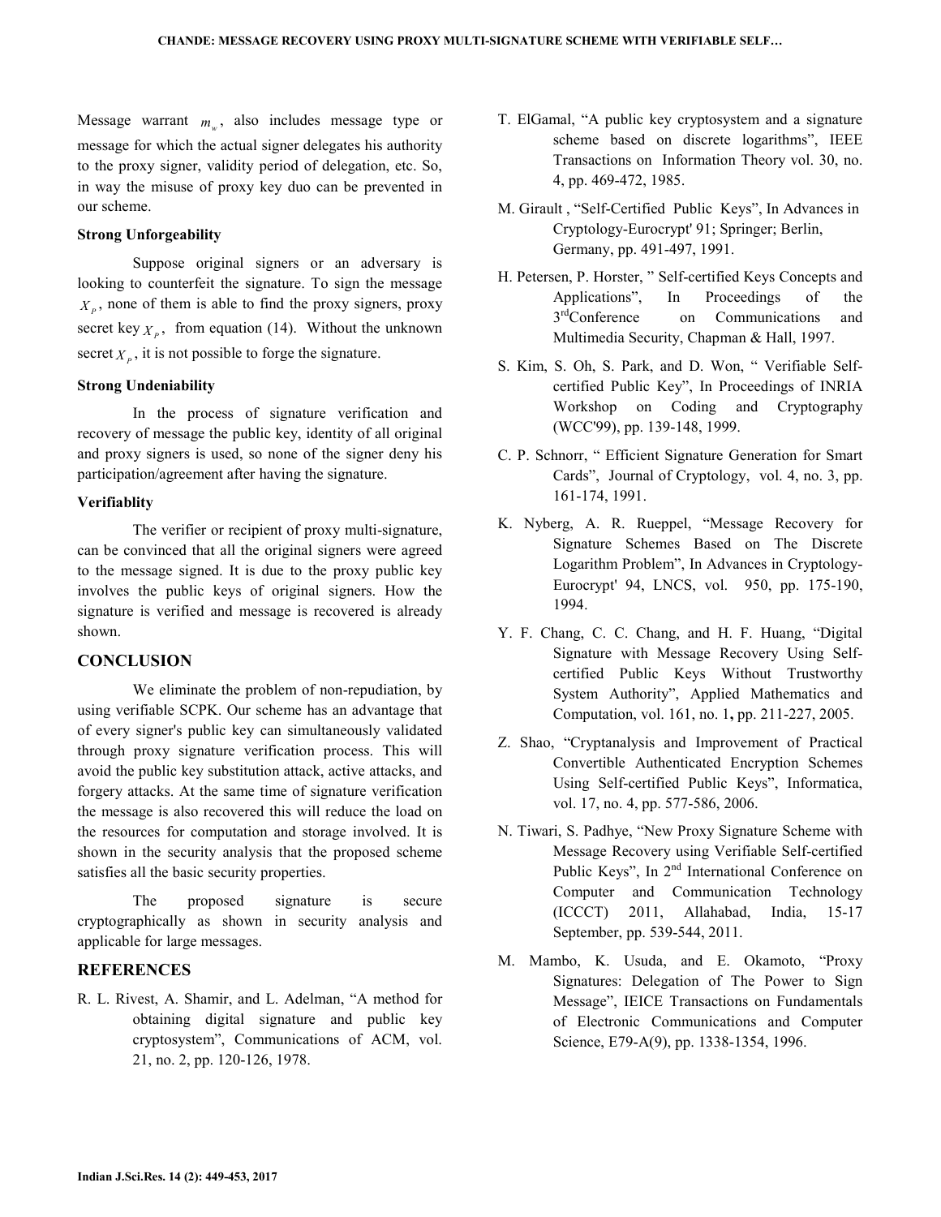Message warrant $m_w$, also includes message type or message for which the actual signer delegates his authority to the proxy signer, validity period of delegation, etc. So, in way the misuse of proxy key duo can be prevented in our scheme.

**Strong Unforgeability**

Suppose original signers or an adversary is looking to counterfeit the signature. To sign the message $X_P$, none of them is able to find the proxy signers, proxy secret key $X_P$, from equation (14). Without the unknown secret $X_P$, it is not possible to forge the signature.

**Strong Undeniability**

In the process of signature verification and recovery of message the public key, identity of all original and proxy signers is used, so none of the signer deny his participation/agreement after having the signature.

**Verifiablity**

The verifier or recipient of proxy multi-signature, can be convinced that all the original signers were agreed to the message signed. It is due to the proxy public key involves the public keys of original signers. How the signature is verified and message is recovered is already shown.

## CONCLUSION

We eliminate the problem of non-repudiation, by using verifiable SCPK. Our scheme has an advantage that of every signer's public key can simultaneously validated through proxy signature verification process. This will avoid the public key substitution attack, active attacks, and forgery attacks. At the same time of signature verification the message is also recovered this will reduce the load on the resources for computation and storage involved. It is shown in the security analysis that the proposed scheme satisfies all the basic security properties.

The proposed signature is secure cryptographically as shown in security analysis and applicable for large messages.

## REFERENCES

R. L. Rivest, A. Shamir, and L. Adelman, "A method for obtaining digital signature and public key cryptosystem", Communications of ACM, vol. 21, no. 2, pp. 120-126, 1978.

T. ElGamal, "A public key cryptosystem and a signature scheme based on discrete logarithms", IEEE Transactions on Information Theory vol. 30, no. 4, pp. 469-472, 1985.

M. Girault , "Self-Certified Public Keys", In Advances in Cryptology-Eurocrypt' 91; Springer; Berlin, Germany, pp. 491-497, 1991.

H. Petersen, P. Horster, " Self-certified Keys Concepts and Applications", In Proceedings of the 3rdConference on Communications and Multimedia Security, Chapman & Hall, 1997.

S. Kim, S. Oh, S. Park, and D. Won, " Verifiable Self-certified Public Key", In Proceedings of INRIA Workshop on Coding and Cryptography (WCC'99), pp. 139-148, 1999.

C. P. Schnorr, " Efficient Signature Generation for Smart Cards", Journal of Cryptology, vol. 4, no. 3, pp. 161-174, 1991.

K. Nyberg, A. R. Rueppel, "Message Recovery for Signature Schemes Based on The Discrete Logarithm Problem", In Advances in Cryptology-Eurocrypt' 94, LNCS, vol. 950, pp. 175-190, 1994.

Y. F. Chang, C. C. Chang, and H. F. Huang, "Digital Signature with Message Recovery Using Self-certified Public Keys Without Trustworthy System Authority", Applied Mathematics and Computation, vol. 161, no. 1**,** pp. 211-227, 2005.

Z. Shao, "Cryptanalysis and Improvement of Practical Convertible Authenticated Encryption Schemes Using Self-certified Public Keys", Informatica, vol. 17, no. 4, pp. 577-586, 2006.

N. Tiwari, S. Padhye, "New Proxy Signature Scheme with Message Recovery using Verifiable Self-certified Public Keys", In 2nd International Conference on Computer and Communication Technology (ICCCT) 2011, Allahabad, India, 15-17 September, pp. 539-544, 2011.

M. Mambo, K. Usuda, and E. Okamoto, "Proxy Signatures: Delegation of The Power to Sign Message", IEICE Transactions on Fundamentals of Electronic Communications and Computer Science, E79-A(9), pp. 1338-1354, 1996.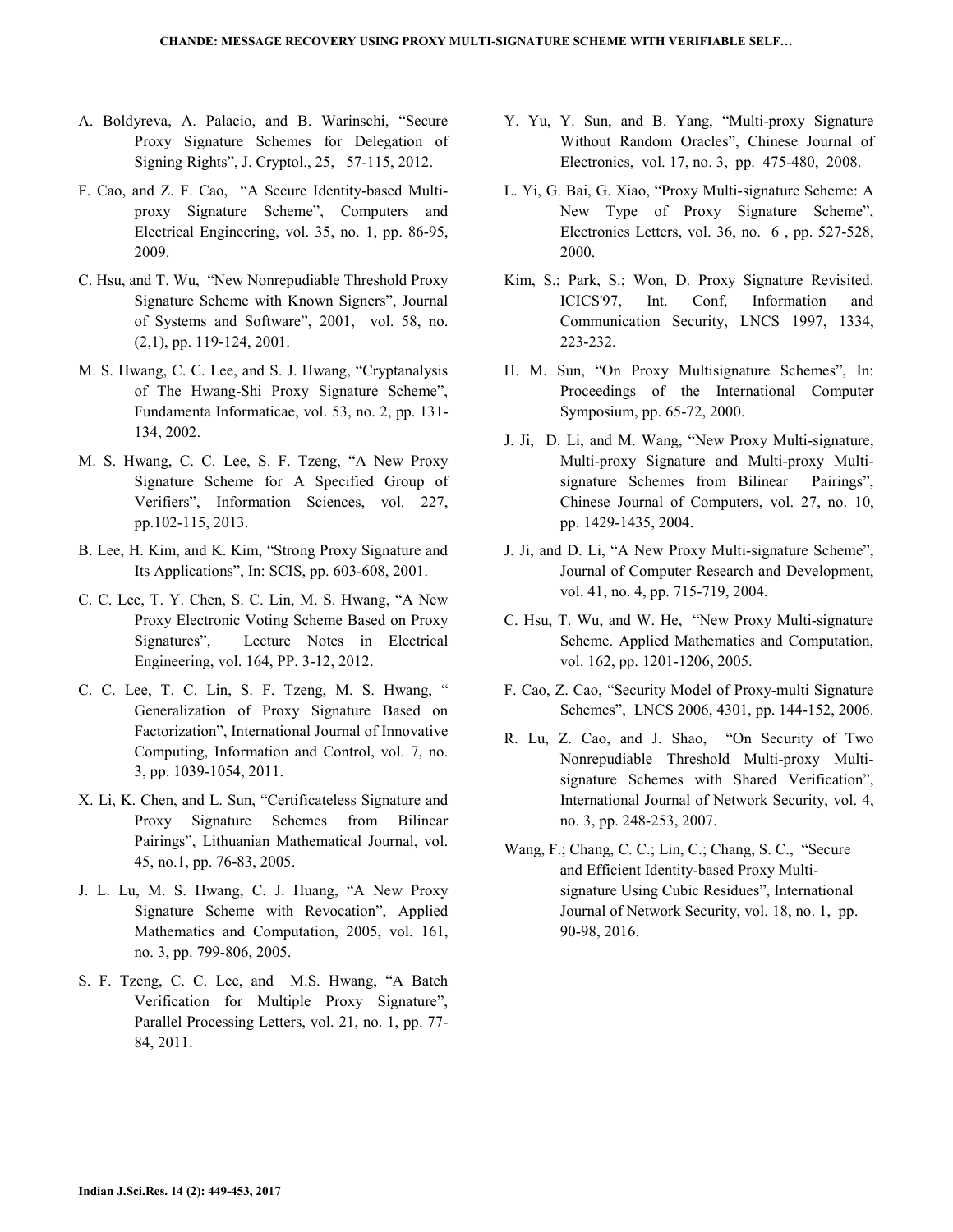A. Boldyreva, A. Palacio, and B. Warinschi, “Secure Proxy Signature Schemes for Delegation of Signing Rights”, J. Cryptol., 25, 57-115, 2012.

F. Cao, and Z. F. Cao, “A Secure Identity-based Multi-proxy Signature Scheme”, Computers and Electrical Engineering, vol. 35, no. 1, pp. 86-95, 2009.

C. Hsu, and T. Wu, “New Nonrepudiable Threshold Proxy Signature Scheme with Known Signers”, Journal of Systems and Software”, 2001, vol. 58, no. (2,1), pp. 119-124, 2001.

M. S. Hwang, C. C. Lee, and S. J. Hwang, “Cryptanalysis of The Hwang-Shi Proxy Signature Scheme”, Fundamenta Informaticae, vol. 53, no. 2, pp. 131-134, 2002.

M. S. Hwang, C. C. Lee, S. F. Tzeng, “A New Proxy Signature Scheme for A Specified Group of Verifiers”, Information Sciences, vol. 227, pp.102-115, 2013.

B. Lee, H. Kim, and K. Kim, “Strong Proxy Signature and Its Applications”, In: SCIS, pp. 603-608, 2001.

C. C. Lee, T. Y. Chen, S. C. Lin, M. S. Hwang, “A New Proxy Electronic Voting Scheme Based on Proxy Signatures”, Lecture Notes in Electrical Engineering, vol. 164, PP. 3-12, 2012.

C. C. Lee, T. C. Lin, S. F. Tzeng, M. S. Hwang, “ Generalization of Proxy Signature Based on Factorization”, International Journal of Innovative Computing, Information and Control, vol. 7, no. 3, pp. 1039-1054, 2011.

X. Li, K. Chen, and L. Sun, “Certificateless Signature and Proxy Signature Schemes from Bilinear Pairings”, Lithuanian Mathematical Journal, vol. 45, no.1, pp. 76-83, 2005.

J. L. Lu, M. S. Hwang, C. J. Huang, “A New Proxy Signature Scheme with Revocation”, Applied Mathematics and Computation, 2005, vol. 161, no. 3, pp. 799-806, 2005.

S. F. Tzeng, C. C. Lee, and M.S. Hwang, “A Batch Verification for Multiple Proxy Signature”, Parallel Processing Letters, vol. 21, no. 1, pp. 77-84, 2011.

Y. Yu, Y. Sun, and B. Yang, “Multi-proxy Signature Without Random Oracles”, Chinese Journal of Electronics, vol. 17, no. 3, pp. 475-480, 2008.

L. Yi, G. Bai, G. Xiao, “Proxy Multi-signature Scheme: A New Type of Proxy Signature Scheme”, Electronics Letters, vol. 36, no. 6 , pp. 527-528, 2000.

Kim, S.; Park, S.; Won, D. Proxy Signature Revisited. ICICS'97, Int. Conf, Information and Communication Security, LNCS 1997, 1334, 223-232.

H. M. Sun, “On Proxy Multisignature Schemes”, In: Proceedings of the International Computer Symposium, pp. 65-72, 2000.

J. Ji, D. Li, and M. Wang, “New Proxy Multi-signature, Multi-proxy Signature and Multi-proxy Multi-signature Schemes from Bilinear Pairings”, Chinese Journal of Computers, vol. 27, no. 10, pp. 1429-1435, 2004.

J. Ji, and D. Li, “A New Proxy Multi-signature Scheme”, Journal of Computer Research and Development, vol. 41, no. 4, pp. 715-719, 2004.

C. Hsu, T. Wu, and W. He, “New Proxy Multi-signature Scheme. Applied Mathematics and Computation, vol. 162, pp. 1201-1206, 2005.

F. Cao, Z. Cao, “Security Model of Proxy-multi Signature Schemes”, LNCS 2006, 4301, pp. 144-152, 2006.

R. Lu, Z. Cao, and J. Shao, “On Security of Two Nonrepudiable Threshold Multi-proxy Multi-signature Schemes with Shared Verification”, International Journal of Network Security, vol. 4, no. 3, pp. 248-253, 2007.

Wang, F.; Chang, C. C.; Lin, C.; Chang, S. C., “Secure and Efficient Identity-based Proxy Multi-signature Using Cubic Residues”, International Journal of Network Security, vol. 18, no. 1, pp. 90-98, 2016.